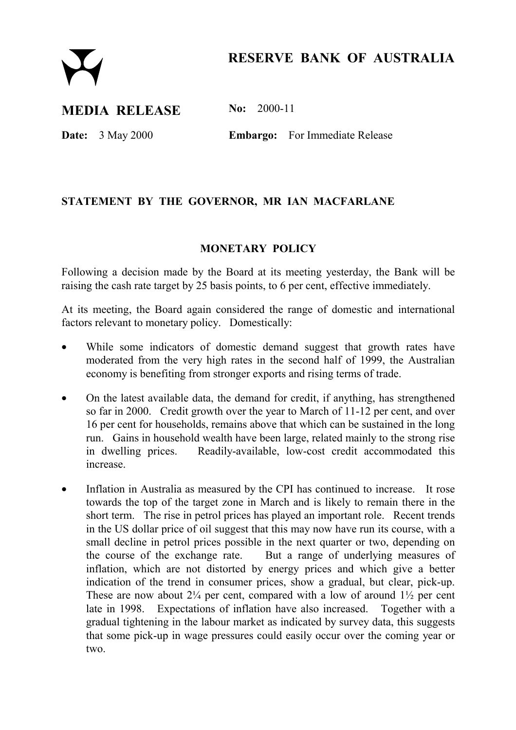# RESERVE BANK OF AUSTRALIA

## MEDIA RELEASE

**No:** 2000-11

**Date:** 3 May 2000

**Embargo:** For Immediate Release

### STATEMENT BY THE GOVERNOR, MR IAN MACFARLANE

### MONETARY POLICY

Following a decision made by the Board at its meeting yesterday, the Bank will be raising the cash rate target by 25 basis points, to 6 per cent, effective immediately.

At its meeting, the Board again considered the range of domestic and international factors relevant to monetary policy. Domestically:

- While some indicators of domestic demand suggest that growth rates have moderated from the very high rates in the second half of 1999, the Australian economy is benefiting from stronger exports and rising terms of trade.
- On the latest available data, the demand for credit, if anything, has strengthened so far in 2000. Credit growth over the year to March of 11-12 per cent, and over 16 per cent for households, remains above that which can be sustained in the long run. Gains in household wealth have been large, related mainly to the strong rise in dwelling prices. Readily-available, low-cost credit accommodated this increase.
- Inflation in Australia as measured by the CPI has continued to increase. It rose towards the top of the target zone in March and is likely to remain there in the short term. The rise in petrol prices has played an important role. Recent trends in the US dollar price of oil suggest that this may now have run its course, with a small decline in petrol prices possible in the next quarter or two, depending on the course of the exchange rate. But a range of underlying measures of inflation, which are not distorted by energy prices and which give a better indication of the trend in consumer prices, show a gradual, but clear, pick-up. These are now about 2¼ per cent, compared with a low of around 1½ per cent late in 1998. Expectations of inflation have also increased. Together with a gradual tightening in the labour market as indicated by survey data, this suggests that some pick-up in wage pressures could easily occur over the coming year or two.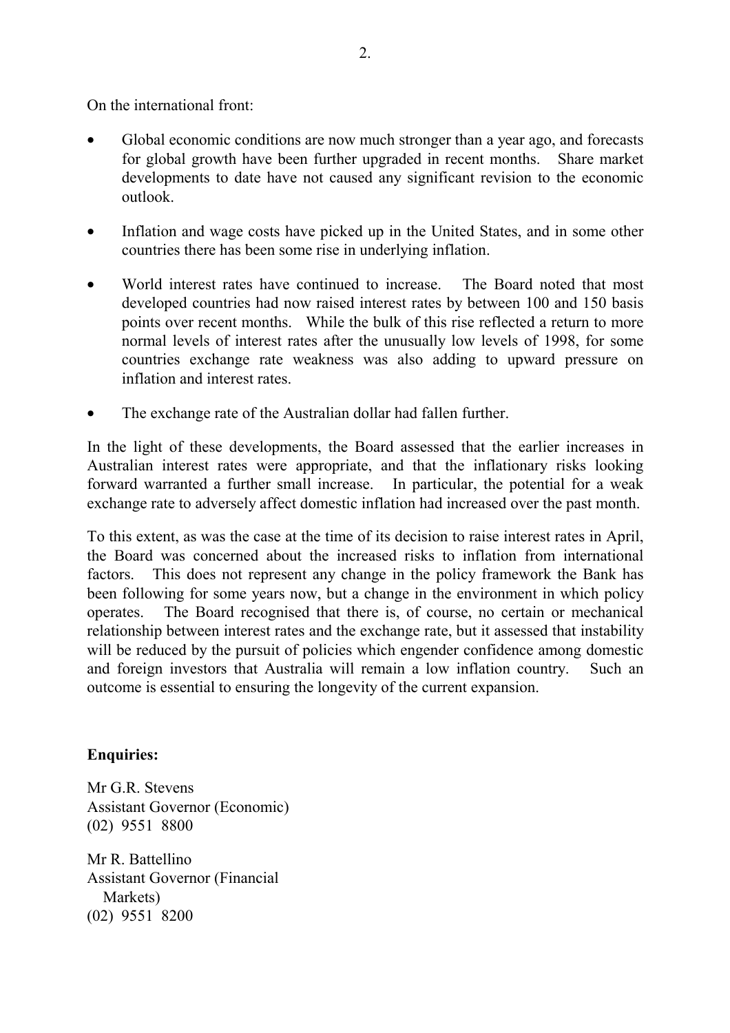On the international front:

- Global economic conditions are now much stronger than a year ago, and forecasts for global growth have been further upgraded in recent months. Share market developments to date have not caused any significant revision to the economic outlook.

- Inflation and wage costs have picked up in the United States, and in some other countries there has been some rise in underlying inflation.

- World interest rates have continued to increase. The Board noted that most developed countries had now raised interest rates by between 100 and 150 basis points over recent months. While the bulk of this rise reflected a return to more normal levels of interest rates after the unusually low levels of 1998, for some countries exchange rate weakness was also adding to upward pressure on inflation and interest rates.

- The exchange rate of the Australian dollar had fallen further.

In the light of these developments, the Board assessed that the earlier increases in Australian interest rates were appropriate, and that the inflationary risks looking forward warranted a further small increase. In particular, the potential for a weak exchange rate to adversely affect domestic inflation had increased over the past month.

To this extent, as was the case at the time of its decision to raise interest rates in April, the Board was concerned about the increased risks to inflation from international factors. This does not represent any change in the policy framework the Bank has been following for some years now, but a change in the environment in which policy operates. The Board recognised that there is, of course, no certain or mechanical relationship between interest rates and the exchange rate, but it assessed that instability will be reduced by the pursuit of policies which engender confidence among domestic and foreign investors that Australia will remain a low inflation country. Such an outcome is essential to ensuring the longevity of the current expansion.

**Enquiries:**

Mr G.R. Stevens
Assistant Governor (Economic)
(02) 9551 8800

Mr R. Battellino
Assistant Governor (Financial Markets)
(02) 9551 8200